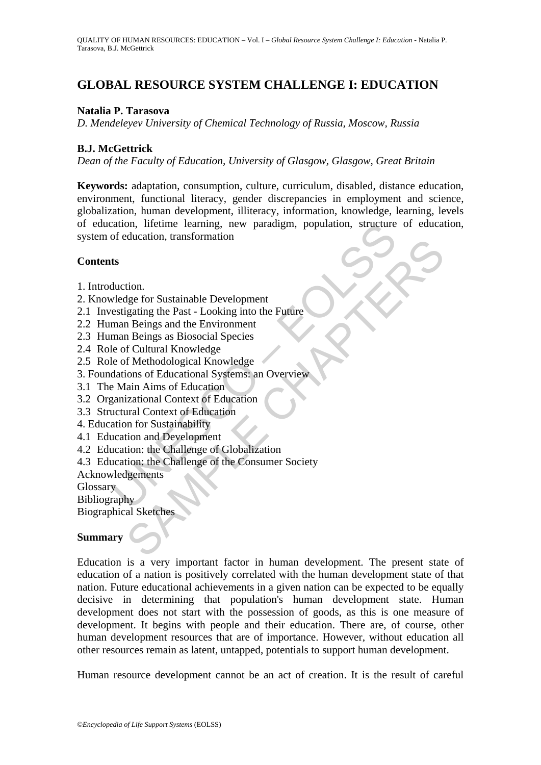# GLOBAL RESOURCE SYSTEM CHALLENGE I: EDUCATION

**Natalia P. Tarasova**

*D. Mendeleyev University of Chemical Technology of Russia, Moscow, Russia*

**B.J. McGettrick**

*Dean of the Faculty of Education, University of Glasgow, Glasgow, Great Britain*

**Keywords:** adaptation, consumption, culture, curriculum, disabled, distance education, environment, functional literacy, gender discrepancies in employment and science, globalization, human development, illiteracy, information, knowledge, learning, levels of education, lifetime learning, new paradigm, population, structure of education, system of education, transformation

## Contents

1. Introduction.
2. Knowledge for Sustainable Development
2.1 Investigating the Past - Looking into the Future
2.2 Human Beings and the Environment
2.3 Human Beings as Biosocial Species
2.4 Role of Cultural Knowledge
2.5 Role of Methodological Knowledge
3. Foundations of Educational Systems: an Overview
3.1 The Main Aims of Education
3.2 Organizational Context of Education
3.3 Structural Context of Education
4. Education for Sustainability
4.1 Education and Development
4.2 Education: the Challenge of Globalization
4.3 Education: the Challenge of the Consumer Society

Acknowledgements
Glossary
Bibliography
Biographical Sketches

## Summary

Education is a very important factor in human development. The present state of education of a nation is positively correlated with the human development state of that nation. Future educational achievements in a given nation can be expected to be equally decisive in determining that population's human development state. Human development does not start with the possession of goods, as this is one measure of development. It begins with people and their education. There are, of course, other human development resources that are of importance. However, without education all other resources remain as latent, untapped, potentials to support human development.

Human resource development cannot be an act of creation. It is the result of careful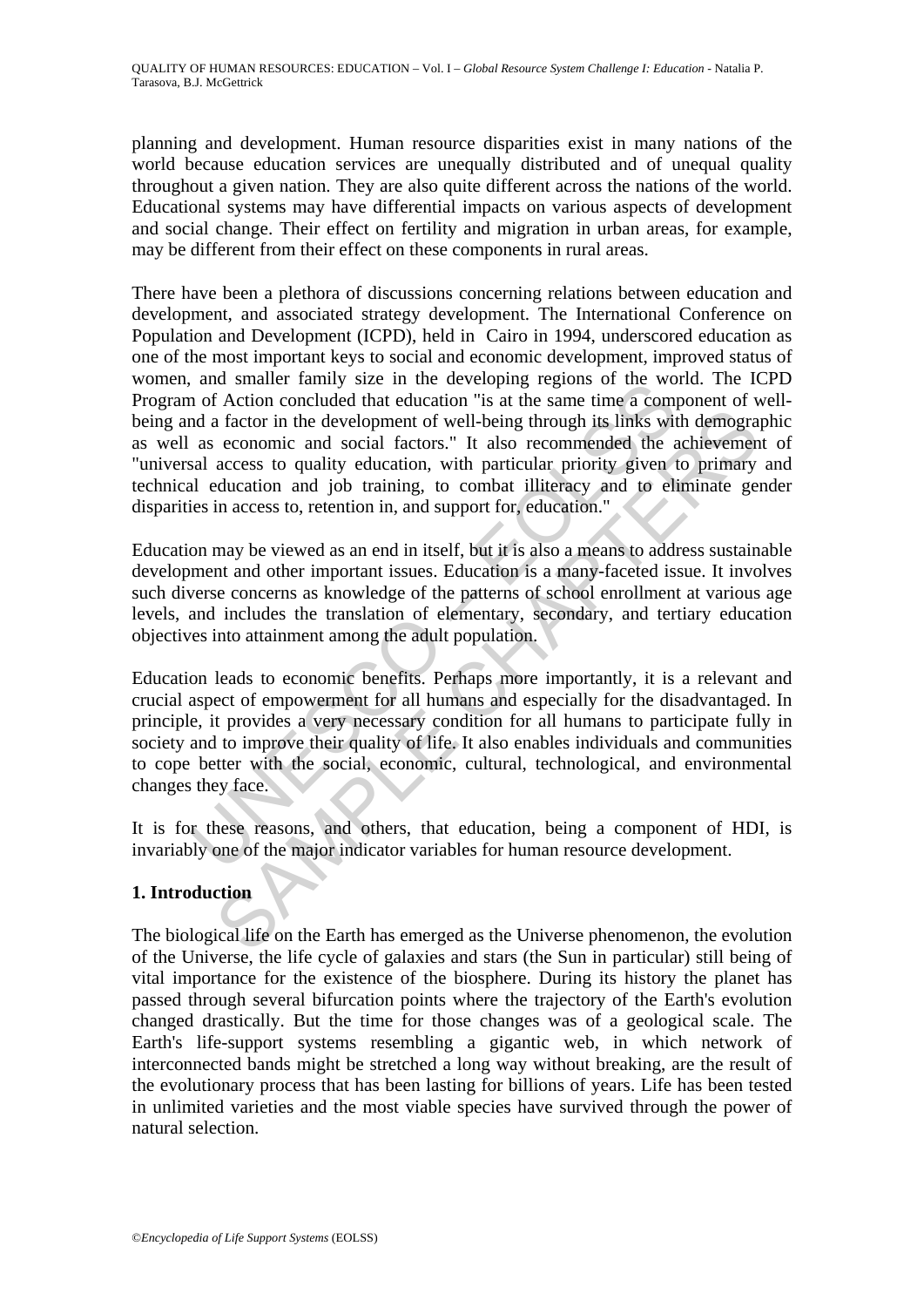planning and development. Human resource disparities exist in many nations of the world because education services are unequally distributed and of unequal quality throughout a given nation. They are also quite different across the nations of the world. Educational systems may have differential impacts on various aspects of development and social change. Their effect on fertility and migration in urban areas, for example, may be different from their effect on these components in rural areas.

There have been a plethora of discussions concerning relations between education and development, and associated strategy development. The International Conference on Population and Development (ICPD), held in Cairo in 1994, underscored education as one of the most important keys to social and economic development, improved status of women, and smaller family size in the developing regions of the world. The ICPD Program of Action concluded that education "is at the same time a component of well-being and a factor in the development of well-being through its links with demographic as well as economic and social factors." It also recommended the achievement of "universal access to quality education, with particular priority given to primary and technical education and job training, to combat illiteracy and to eliminate gender disparities in access to, retention in, and support for, education."

Education may be viewed as an end in itself, but it is also a means to address sustainable development and other important issues. Education is a many-faceted issue. It involves such diverse concerns as knowledge of the patterns of school enrollment at various age levels, and includes the translation of elementary, secondary, and tertiary education objectives into attainment among the adult population.

Education leads to economic benefits. Perhaps more importantly, it is a relevant and crucial aspect of empowerment for all humans and especially for the disadvantaged. In principle, it provides a very necessary condition for all humans to participate fully in society and to improve their quality of life. It also enables individuals and communities to cope better with the social, economic, cultural, technological, and environmental changes they face.

It is for these reasons, and others, that education, being a component of HDI, is invariably one of the major indicator variables for human resource development.

## 1. Introduction

The biological life on the Earth has emerged as the Universe phenomenon, the evolution of the Universe, the life cycle of galaxies and stars (the Sun in particular) still being of vital importance for the existence of the biosphere. During its history the planet has passed through several bifurcation points where the trajectory of the Earth's evolution changed drastically. But the time for those changes was of a geological scale. The Earth's life-support systems resembling a gigantic web, in which network of interconnected bands might be stretched a long way without breaking, are the result of the evolutionary process that has been lasting for billions of years. Life has been tested in unlimited varieties and the most viable species have survived through the power of natural selection.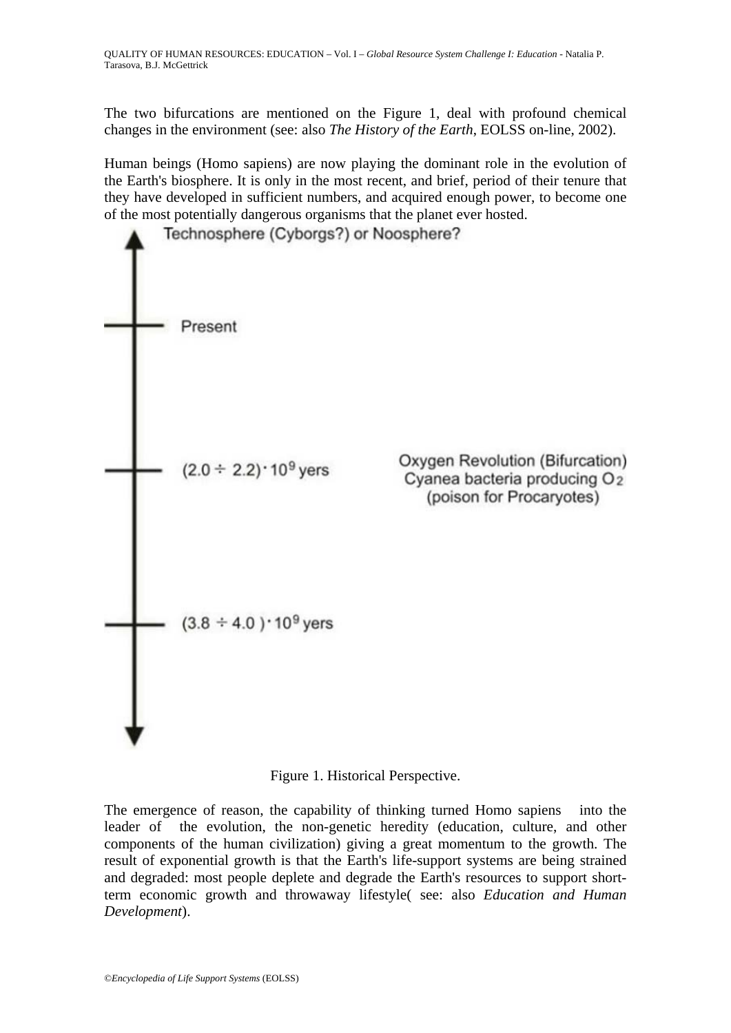The two bifurcations are mentioned on the Figure 1, deal with profound chemical changes in the environment (see: also *The History of the Earth*, EOLSS on-line, 2002).

Human beings (Homo sapiens) are now playing the dominant role in the evolution of the Earth's biosphere. It is only in the most recent, and brief, period of their tenure that they have developed in sufficient numbers, and acquired enough power, to become one of the most potentially dangerous organisms that the planet ever hosted.

Technosphere (Cyborgs?) or Noosphere?

Present

$(2.0 \div 2.2) \cdot 10^9$ yers

Oxygen Revolution (Bifurcation)
Cyanea bacteria producing $O_2$
(poison for Procaryotes)

$(3.8 \div 4.0) \cdot 10^9$ yers

Figure 1. Historical Perspective.

The emergence of reason, the capability of thinking turned Homo sapiens into the leader of the evolution, the non-genetic heredity (education, culture, and other components of the human civilization) giving a great momentum to the growth. The result of exponential growth is that the Earth's life-support systems are being strained and degraded: most people deplete and degrade the Earth's resources to support short-term economic growth and throwaway lifestyle( see: also *Education and Human Development*).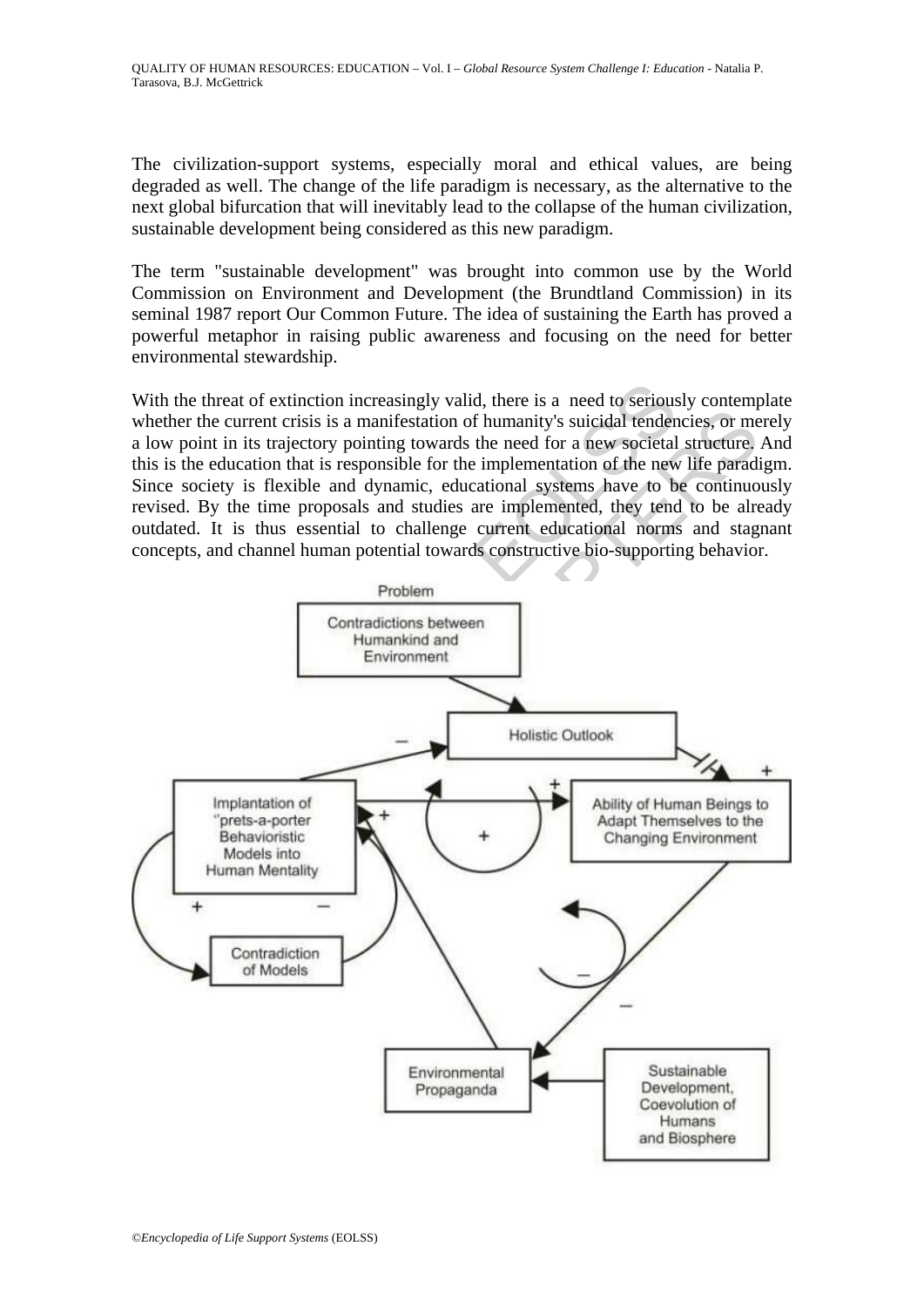The civilization-support systems, especially moral and ethical values, are being degraded as well. The change of the life paradigm is necessary, as the alternative to the next global bifurcation that will inevitably lead to the collapse of the human civilization, sustainable development being considered as this new paradigm.

The term "sustainable development" was brought into common use by the World Commission on Environment and Development (the Brundtland Commission) in its seminal 1987 report Our Common Future. The idea of sustaining the Earth has proved a powerful metaphor in raising public awareness and focusing on the need for better environmental stewardship.

With the threat of extinction increasingly valid, there is a need to seriously contemplate whether the current crisis is a manifestation of humanity's suicidal tendencies, or merely a low point in its trajectory pointing towards the need for a new societal structure. And this is the education that is responsible for the implementation of the new life paradigm. Since society is flexible and dynamic, educational systems have to be continuously revised. By the time proposals and studies are implemented, they tend to be already outdated. It is thus essential to challenge current educational norms and stagnant concepts, and channel human potential towards constructive bio-supporting behavior.

Problem

Contradictions between Humankind and Environment

Holistic Outlook

Implantation of "prets-a-porter Behavioristic Models into Human Mentality

Ability of Human Beings to Adapt Themselves to the Changing Environment

Contradiction of Models

Environmental Propaganda

Sustainable Development, Coevolution of Humans and Biosphere

+ − + − + + + − −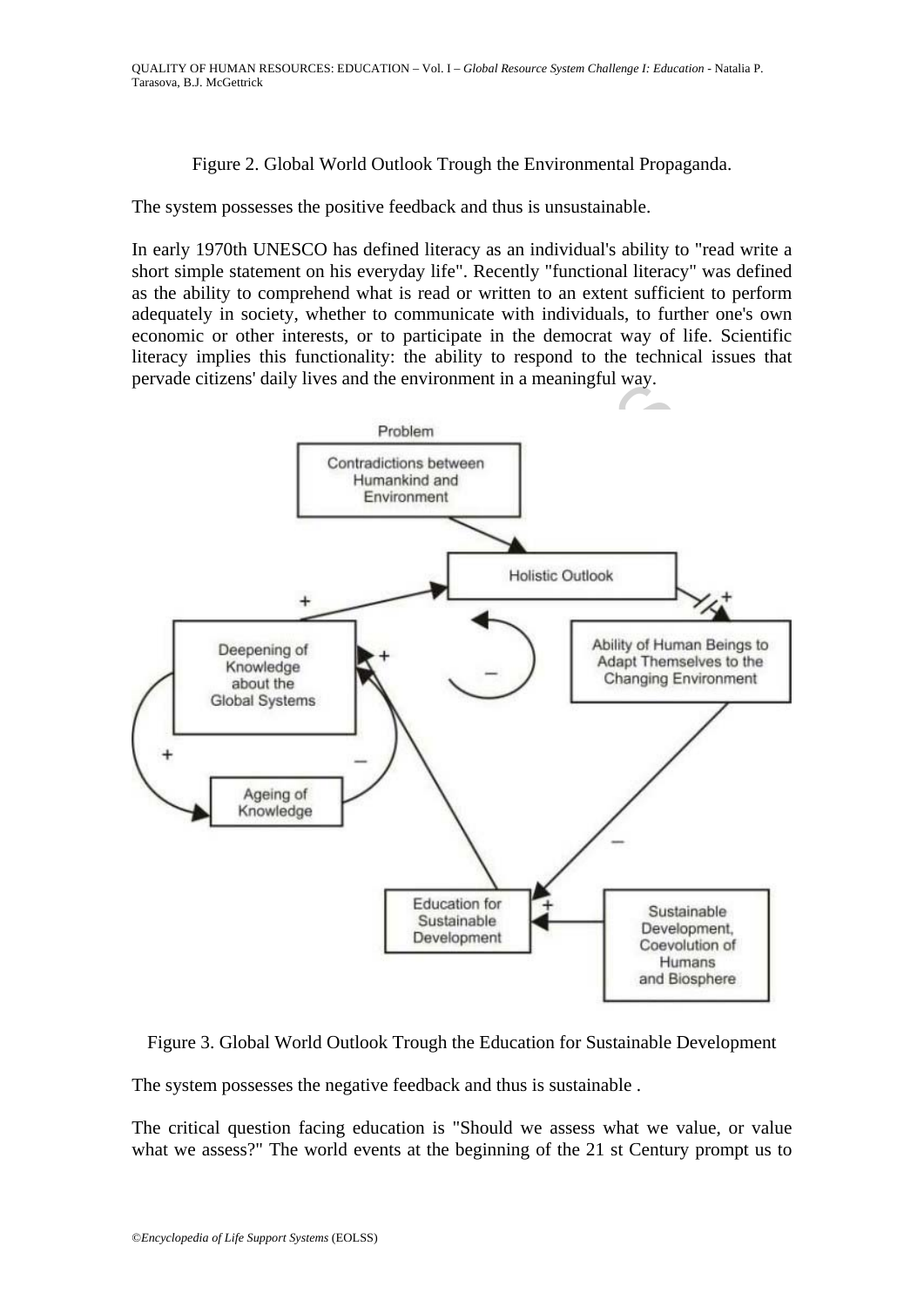Figure 2. Global World Outlook Trough the Environmental Propaganda.

The system possesses the positive feedback and thus is unsustainable.

In early 1970th UNESCO has defined literacy as an individual's ability to "read write a short simple statement on his everyday life". Recently "functional literacy" was defined as the ability to comprehend what is read or written to an extent sufficient to perform adequately in society, whether to communicate with individuals, to further one's own economic or other interests, or to participate in the democrat way of life. Scientific literacy implies this functionality: the ability to respond to the technical issues that pervade citizens' daily lives and the environment in a meaningful way.

Problem

Contradictions between Humankind and Environment

Holistic Outlook

Ability of Human Beings to Adapt Themselves to the Changing Environment

Deepening of Knowledge about the Global Systems

Ageing of Knowledge

Education for Sustainable Development

Sustainable Development, Coevolution of Humans and Biosphere

+

+

+

+

+

–

–

–

Figure 3. Global World Outlook Trough the Education for Sustainable Development

The system possesses the negative feedback and thus is sustainable .

The critical question facing education is "Should we assess what we value, or value what we assess?" The world events at the beginning of the 21 st Century prompt us to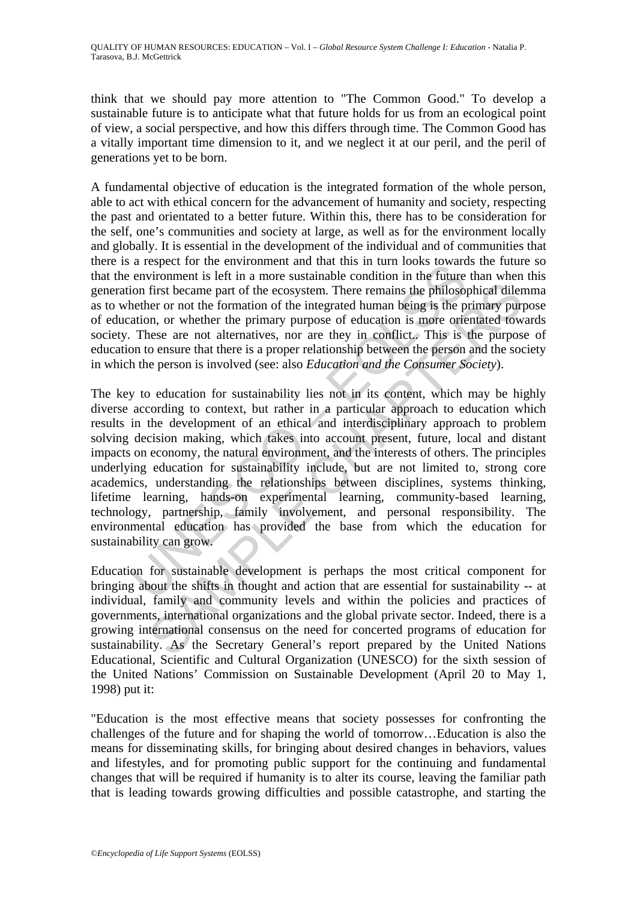think that we should pay more attention to "The Common Good." To develop a sustainable future is to anticipate what that future holds for us from an ecological point of view, a social perspective, and how this differs through time. The Common Good has a vitally important time dimension to it, and we neglect it at our peril, and the peril of generations yet to be born.

A fundamental objective of education is the integrated formation of the whole person, able to act with ethical concern for the advancement of humanity and society, respecting the past and orientated to a better future. Within this, there has to be consideration for the self, one's communities and society at large, as well as for the environment locally and globally. It is essential in the development of the individual and of communities that there is a respect for the environment and that this in turn looks towards the future so that the environment is left in a more sustainable condition in the future than when this generation first became part of the ecosystem. There remains the philosophical dilemma as to whether or not the formation of the integrated human being is the primary purpose of education, or whether the primary purpose of education is more orientated towards society. These are not alternatives, nor are they in conflict.. This is the purpose of education to ensure that there is a proper relationship between the person and the society in which the person is involved (see: also *Education and the Consumer Society*).

The key to education for sustainability lies not in its content, which may be highly diverse according to context, but rather in a particular approach to education which results in the development of an ethical and interdisciplinary approach to problem solving decision making, which takes into account present, future, local and distant impacts on economy, the natural environment, and the interests of others. The principles underlying education for sustainability include, but are not limited to, strong core academics, understanding the relationships between disciplines, systems thinking, lifetime learning, hands-on experimental learning, community-based learning, technology, partnership, family involvement, and personal responsibility. The environmental education has provided the base from which the education for sustainability can grow.

Education for sustainable development is perhaps the most critical component for bringing about the shifts in thought and action that are essential for sustainability -- at individual, family and community levels and within the policies and practices of governments, international organizations and the global private sector. Indeed, there is a growing international consensus on the need for concerted programs of education for sustainability. As the Secretary General's report prepared by the United Nations Educational, Scientific and Cultural Organization (UNESCO) for the sixth session of the United Nations' Commission on Sustainable Development (April 20 to May 1, 1998) put it:

"Education is the most effective means that society possesses for confronting the challenges of the future and for shaping the world of tomorrow…Education is also the means for disseminating skills, for bringing about desired changes in behaviors, values and lifestyles, and for promoting public support for the continuing and fundamental changes that will be required if humanity is to alter its course, leaving the familiar path that is leading towards growing difficulties and possible catastrophe, and starting the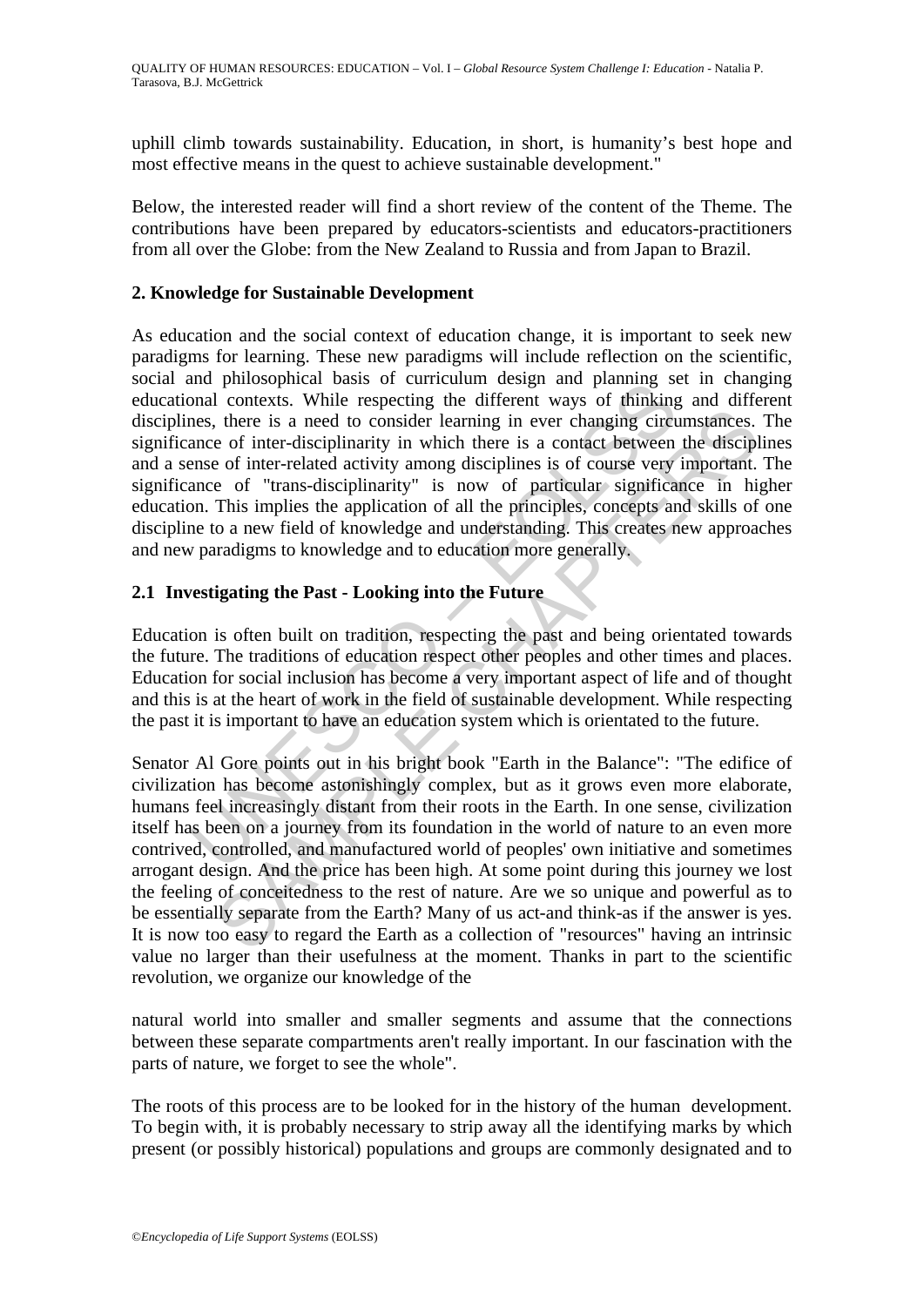uphill climb towards sustainability. Education, in short, is humanity's best hope and most effective means in the quest to achieve sustainable development."

Below, the interested reader will find a short review of the content of the Theme. The contributions have been prepared by educators-scientists and educators-practitioners from all over the Globe: from the New Zealand to Russia and from Japan to Brazil.

## 2. Knowledge for Sustainable Development

As education and the social context of education change, it is important to seek new paradigms for learning. These new paradigms will include reflection on the scientific, social and philosophical basis of curriculum design and planning set in changing educational contexts. While respecting the different ways of thinking and different disciplines, there is a need to consider learning in ever changing circumstances. The significance of inter-disciplinarity in which there is a contact between the disciplines and a sense of inter-related activity among disciplines is of course very important. The significance of "trans-disciplinarity" is now of particular significance in higher education. This implies the application of all the principles, concepts and skills of one discipline to a new field of knowledge and understanding. This creates new approaches and new paradigms to knowledge and to education more generally.

### 2.1 Investigating the Past - Looking into the Future

Education is often built on tradition, respecting the past and being orientated towards the future. The traditions of education respect other peoples and other times and places. Education for social inclusion has become a very important aspect of life and of thought and this is at the heart of work in the field of sustainable development. While respecting the past it is important to have an education system which is orientated to the future.

Senator Al Gore points out in his bright book "Earth in the Balance": "The edifice of civilization has become astonishingly complex, but as it grows even more elaborate, humans feel increasingly distant from their roots in the Earth. In one sense, civilization itself has been on a journey from its foundation in the world of nature to an even more contrived, controlled, and manufactured world of peoples' own initiative and sometimes arrogant design. And the price has been high. At some point during this journey we lost the feeling of conceitedness to the rest of nature. Are we so unique and powerful as to be essentially separate from the Earth? Many of us act-and think-as if the answer is yes. It is now too easy to regard the Earth as a collection of "resources" having an intrinsic value no larger than their usefulness at the moment. Thanks in part to the scientific revolution, we organize our knowledge of the

natural world into smaller and smaller segments and assume that the connections between these separate compartments aren't really important. In our fascination with the parts of nature, we forget to see the whole".

The roots of this process are to be looked for in the history of the human development. To begin with, it is probably necessary to strip away all the identifying marks by which present (or possibly historical) populations and groups are commonly designated and to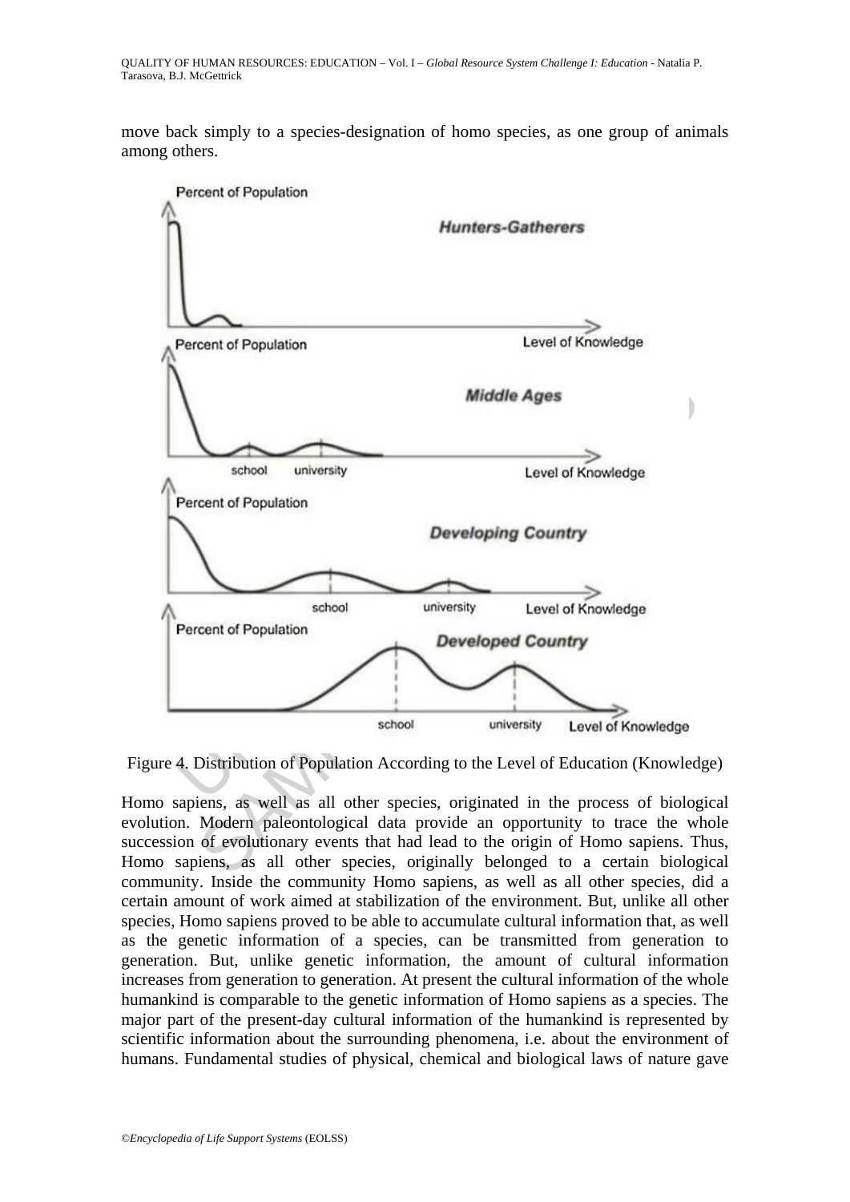move back simply to a species-designation of homo species, as one group of animals among others.

Percent of Population

Hunters-Gatherers

Level of Knowledge

Percent of Population

Middle Ages

school

university

Level of Knowledge

Percent of Population

Developing Country

school

university

Level of Knowledge

Percent of Population

Developed Country

school

university

Level of Knowledge

Figure 4. Distribution of Population According to the Level of Education (Knowledge)

Homo sapiens, as well as all other species, originated in the process of biological evolution. Modern paleontological data provide an opportunity to trace the whole succession of evolutionary events that had lead to the origin of Homo sapiens. Thus, Homo sapiens, as all other species, originally belonged to a certain biological community. Inside the community Homo sapiens, as well as all other species, did a certain amount of work aimed at stabilization of the environment. But, unlike all other species, Homo sapiens proved to be able to accumulate cultural information that, as well as the genetic information of a species, can be transmitted from generation to generation. But, unlike genetic information, the amount of cultural information increases from generation to generation. At present the cultural information of the whole humankind is comparable to the genetic information of Homo sapiens as a species. The major part of the present-day cultural information of the humankind is represented by scientific information about the surrounding phenomena, i.e. about the environment of humans. Fundamental studies of physical, chemical and biological laws of nature gave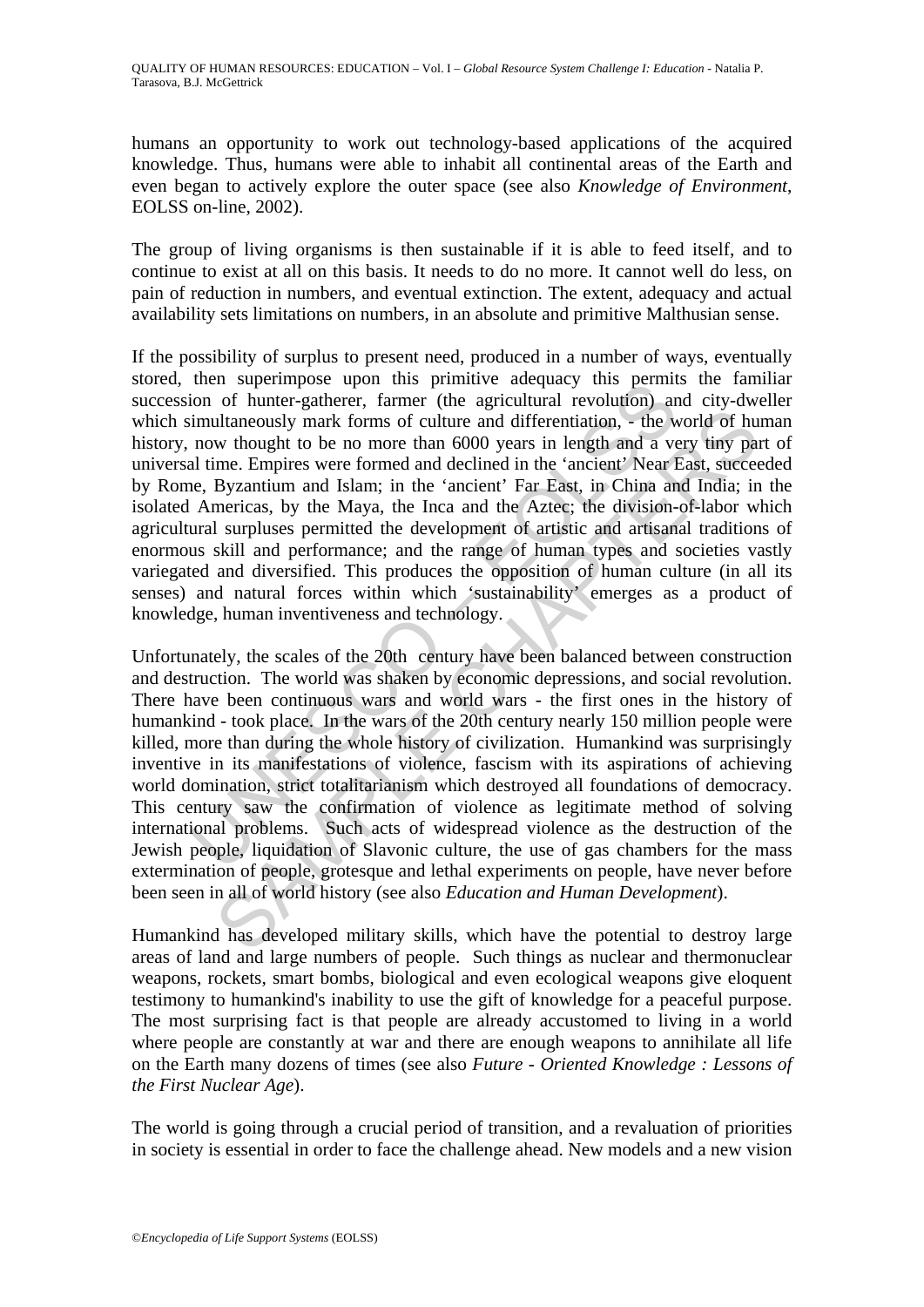humans an opportunity to work out technology-based applications of the acquired knowledge. Thus, humans were able to inhabit all continental areas of the Earth and even began to actively explore the outer space (see also *Knowledge of Environment*, EOLSS on-line, 2002).

The group of living organisms is then sustainable if it is able to feed itself, and to continue to exist at all on this basis. It needs to do no more. It cannot well do less, on pain of reduction in numbers, and eventual extinction. The extent, adequacy and actual availability sets limitations on numbers, in an absolute and primitive Malthusian sense.

If the possibility of surplus to present need, produced in a number of ways, eventually stored, then superimpose upon this primitive adequacy this permits the familiar succession of hunter-gatherer, farmer (the agricultural revolution) and city-dweller which simultaneously mark forms of culture and differentiation, - the world of human history, now thought to be no more than 6000 years in length and a very tiny part of universal time. Empires were formed and declined in the 'ancient' Near East, succeeded by Rome, Byzantium and Islam; in the 'ancient' Far East, in China and India; in the isolated Americas, by the Maya, the Inca and the Aztec; the division-of-labor which agricultural surpluses permitted the development of artistic and artisanal traditions of enormous skill and performance; and the range of human types and societies vastly variegated and diversified. This produces the opposition of human culture (in all its senses) and natural forces within which 'sustainability' emerges as a product of knowledge, human inventiveness and technology.

Unfortunately, the scales of the 20th century have been balanced between construction and destruction. The world was shaken by economic depressions, and social revolution. There have been continuous wars and world wars - the first ones in the history of humankind - took place. In the wars of the 20th century nearly 150 million people were killed, more than during the whole history of civilization. Humankind was surprisingly inventive in its manifestations of violence, fascism with its aspirations of achieving world domination, strict totalitarianism which destroyed all foundations of democracy. This century saw the confirmation of violence as legitimate method of solving international problems. Such acts of widespread violence as the destruction of the Jewish people, liquidation of Slavonic culture, the use of gas chambers for the mass extermination of people, grotesque and lethal experiments on people, have never before been seen in all of world history (see also *Education and Human Development*).

Humankind has developed military skills, which have the potential to destroy large areas of land and large numbers of people. Such things as nuclear and thermonuclear weapons, rockets, smart bombs, biological and even ecological weapons give eloquent testimony to humankind's inability to use the gift of knowledge for a peaceful purpose. The most surprising fact is that people are already accustomed to living in a world where people are constantly at war and there are enough weapons to annihilate all life on the Earth many dozens of times (see also *Future - Oriented Knowledge : Lessons of the First Nuclear Age*).

The world is going through a crucial period of transition, and a revaluation of priorities in society is essential in order to face the challenge ahead. New models and a new vision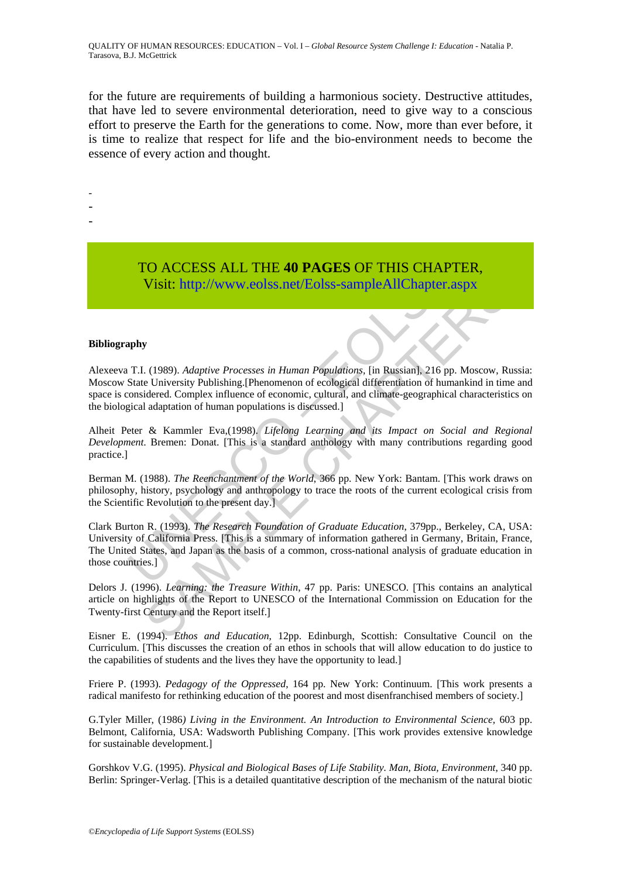for the future are requirements of building a harmonious society. Destructive attitudes, that have led to severe environmental deterioration, need to give way to a conscious effort to preserve the Earth for the generations to come. Now, more than ever before, it is time to realize that respect for life and the bio-environment needs to become the essence of every action and thought.

-
-
-

TO ACCESS ALL THE **40 PAGES** OF THIS CHAPTER,
Visit: http://www.eolss.net/Eolss-sampleAllChapter.aspx

**Bibliography**

Alexeeva T.I. (1989). *Adaptive Processes in Human Populations*, [in Russian], 216 pp. Moscow, Russia: Moscow State University Publishing.[Phenomenon of ecological differentiation of humankind in time and space is considered. Complex influence of economic, cultural, and climate-geographical characteristics on the biological adaptation of human populations is discussed.]

Alheit Peter & Kammler Eva,(1998). *Lifelong Learning and its Impact on Social and Regional Development*. Bremen: Donat. [This is a standard anthology with many contributions regarding good practice.]

Berman M. (1988). *The Reenchantment of the World*, 366 pp. New York: Bantam. [This work draws on philosophy, history, psychology and anthropology to trace the roots of the current ecological crisis from the Scientific Revolution to the present day.]

Clark Burton R. (1993). *The Research Foundation of Graduate Education*, 379pp., Berkeley, CA, USA: University of California Press. [This is a summary of information gathered in Germany, Britain, France, The United States, and Japan as the basis of a common, cross-national analysis of graduate education in those countries.]

Delors J. (1996). *Learning: the Treasure Within*, 47 pp. Paris: UNESCO. [This contains an analytical article on highlights of the Report to UNESCO of the International Commission on Education for the Twenty-first Century and the Report itself.]

Eisner E. (1994). *Ethos and Education*, 12pp. Edinburgh, Scottish: Consultative Council on the Curriculum. [This discusses the creation of an ethos in schools that will allow education to do justice to the capabilities of students and the lives they have the opportunity to lead.]

Friere P. (1993). *Pedagogy of the Oppressed*, 164 pp. New York: Continuum. [This work presents a radical manifesto for rethinking education of the poorest and most disenfranchised members of society.]

G.Tyler Miller, (1986*) Living in the Environment. An Introduction to Environmental Science,* 603 pp. Belmont, California, USA: Wadsworth Publishing Company. [This work provides extensive knowledge for sustainable development.]

Gorshkov V.G. (1995). *Physical and Biological Bases of Life Stability. Man, Biota, Environment*, 340 pp. Berlin: Springer-Verlag. [This is a detailed quantitative description of the mechanism of the natural biotic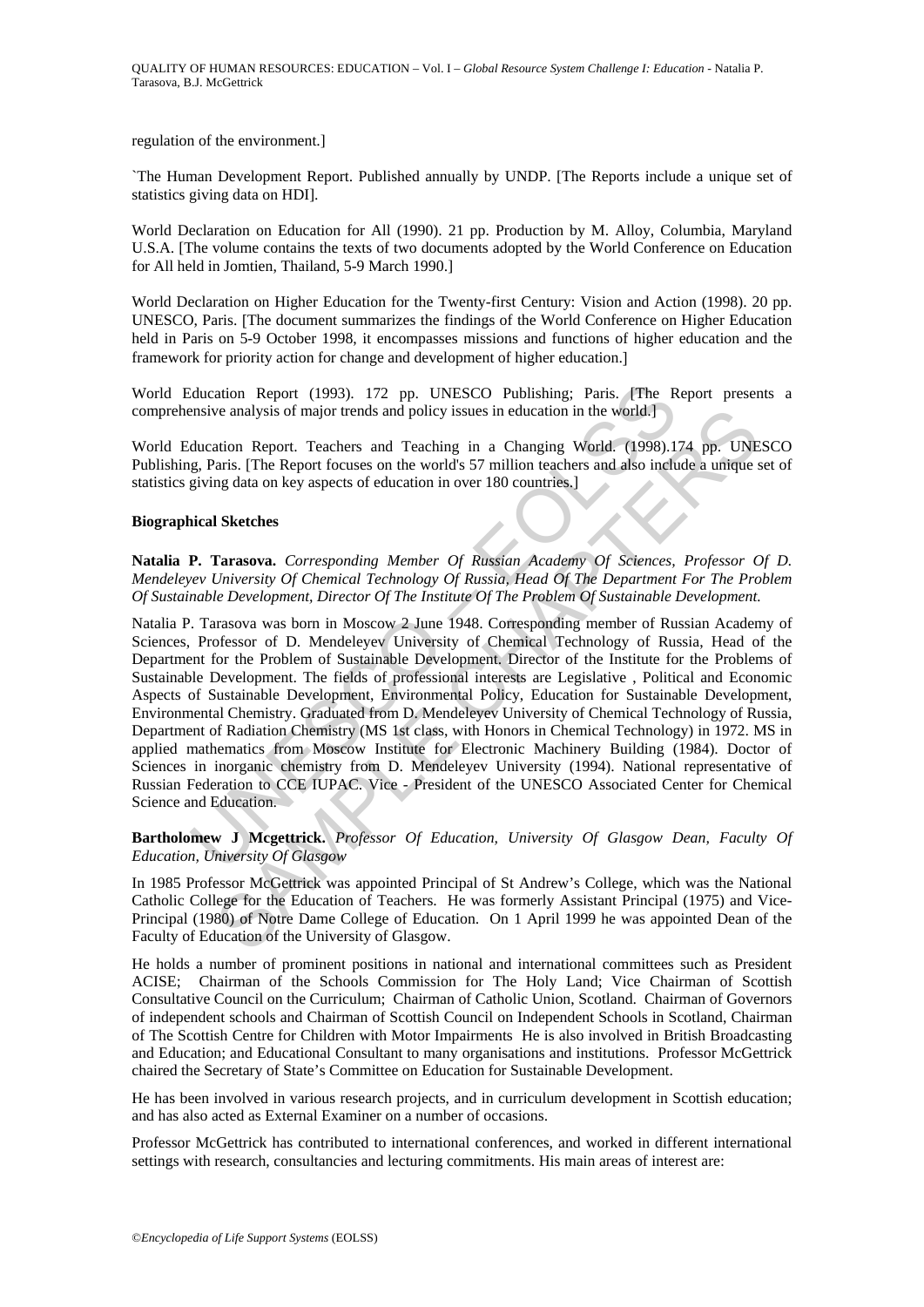regulation of the environment.]

`The Human Development Report. Published annually by UNDP. [The Reports include a unique set of statistics giving data on HDI].

World Declaration on Education for All (1990). 21 pp. Production by M. Alloy, Columbia, Maryland U.S.A. [The volume contains the texts of two documents adopted by the World Conference on Education for All held in Jomtien, Thailand, 5-9 March 1990.]

World Declaration on Higher Education for the Twenty-first Century: Vision and Action (1998). 20 pp. UNESCO, Paris. [The document summarizes the findings of the World Conference on Higher Education held in Paris on 5-9 October 1998, it encompasses missions and functions of higher education and the framework for priority action for change and development of higher education.]

World Education Report (1993). 172 pp. UNESCO Publishing; Paris. [The Report presents a comprehensive analysis of major trends and policy issues in education in the world.]

World Education Report. Teachers and Teaching in a Changing World. (1998).174 pp. UNESCO Publishing, Paris. [The Report focuses on the world's 57 million teachers and also include a unique set of statistics giving data on key aspects of education in over 180 countries.]

**Biographical Sketches**

**Natalia P. Tarasova.** *Corresponding Member Of Russian Academy Of Sciences, Professor Of D. Mendeleyev University Of Chemical Technology Of Russia, Head Of The Department For The Problem Of Sustainable Development, Director Of The Institute Of The Problem Of Sustainable Development.*

Natalia P. Tarasova was born in Moscow 2 June 1948. Corresponding member of Russian Academy of Sciences, Professor of D. Mendeleyev University of Chemical Technology of Russia, Head of the Department for the Problem of Sustainable Development. Director of the Institute for the Problems of Sustainable Development. The fields of professional interests are Legislative , Political and Economic Aspects of Sustainable Development, Environmental Policy, Education for Sustainable Development, Environmental Chemistry. Graduated from D. Mendeleyev University of Chemical Technology of Russia, Department of Radiation Chemistry (MS 1st class, with Honors in Chemical Technology) in 1972. MS in applied mathematics from Moscow Institute for Electronic Machinery Building (1984). Doctor of Sciences in inorganic chemistry from D. Mendeleyev University (1994). National representative of Russian Federation to CCE IUPAC. Vice - President of the UNESCO Associated Center for Chemical Science and Education.

**Bartholomew J Mcgettrick.** *Professor Of Education, University Of Glasgow Dean, Faculty Of Education, University Of Glasgow*

In 1985 Professor McGettrick was appointed Principal of St Andrew's College, which was the National Catholic College for the Education of Teachers. He was formerly Assistant Principal (1975) and Vice-Principal (1980) of Notre Dame College of Education. On 1 April 1999 he was appointed Dean of the Faculty of Education of the University of Glasgow.

He holds a number of prominent positions in national and international committees such as President ACISE; Chairman of the Schools Commission for The Holy Land; Vice Chairman of Scottish Consultative Council on the Curriculum; Chairman of Catholic Union, Scotland. Chairman of Governors of independent schools and Chairman of Scottish Council on Independent Schools in Scotland, Chairman of The Scottish Centre for Children with Motor Impairments He is also involved in British Broadcasting and Education; and Educational Consultant to many organisations and institutions. Professor McGettrick chaired the Secretary of State's Committee on Education for Sustainable Development.

He has been involved in various research projects, and in curriculum development in Scottish education; and has also acted as External Examiner on a number of occasions.

Professor McGettrick has contributed to international conferences, and worked in different international settings with research, consultancies and lecturing commitments. His main areas of interest are: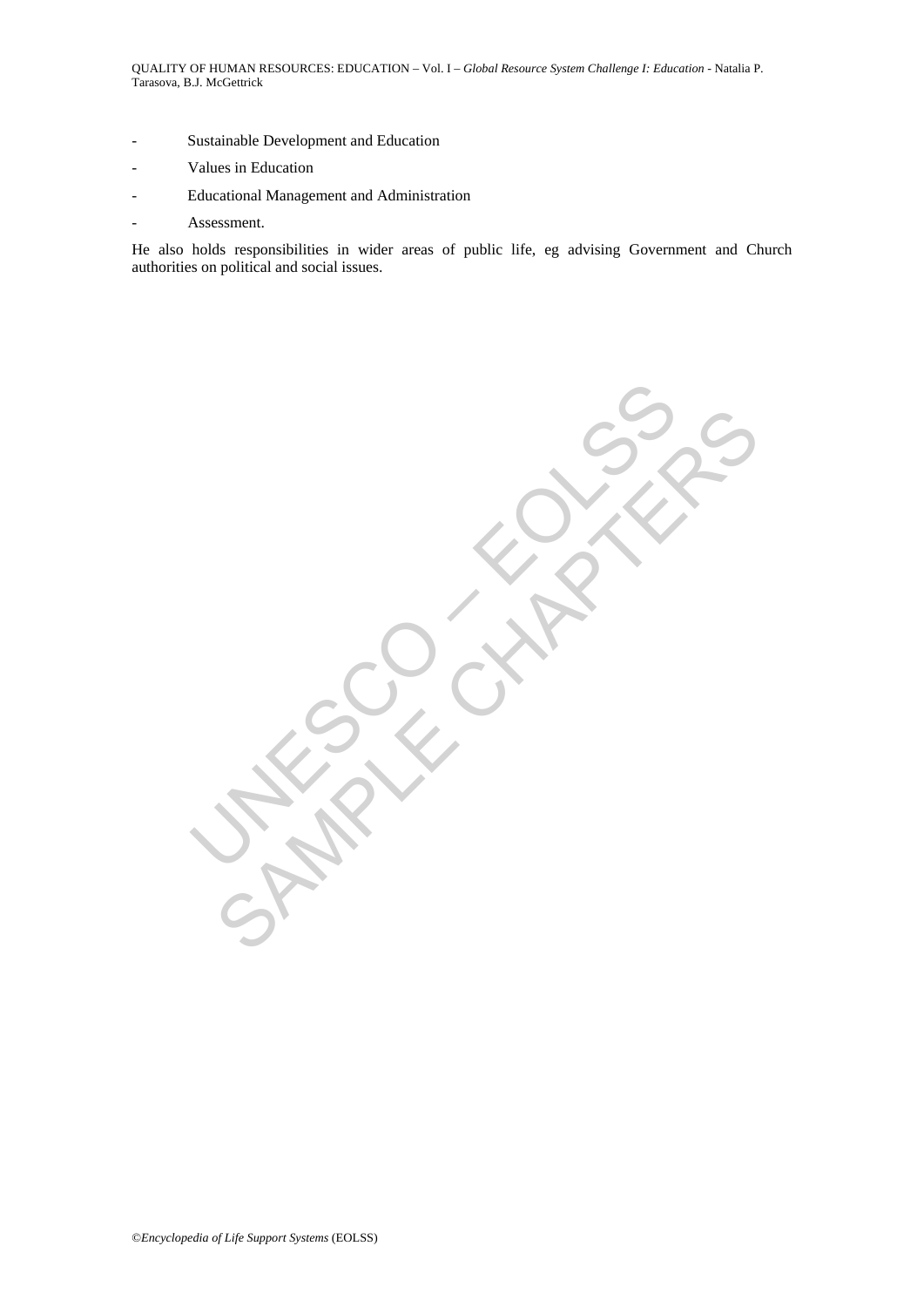- Sustainable Development and Education
- Values in Education
- Educational Management and Administration
- Assessment.

He also holds responsibilities in wider areas of public life, eg advising Government and Church authorities on political and social issues.